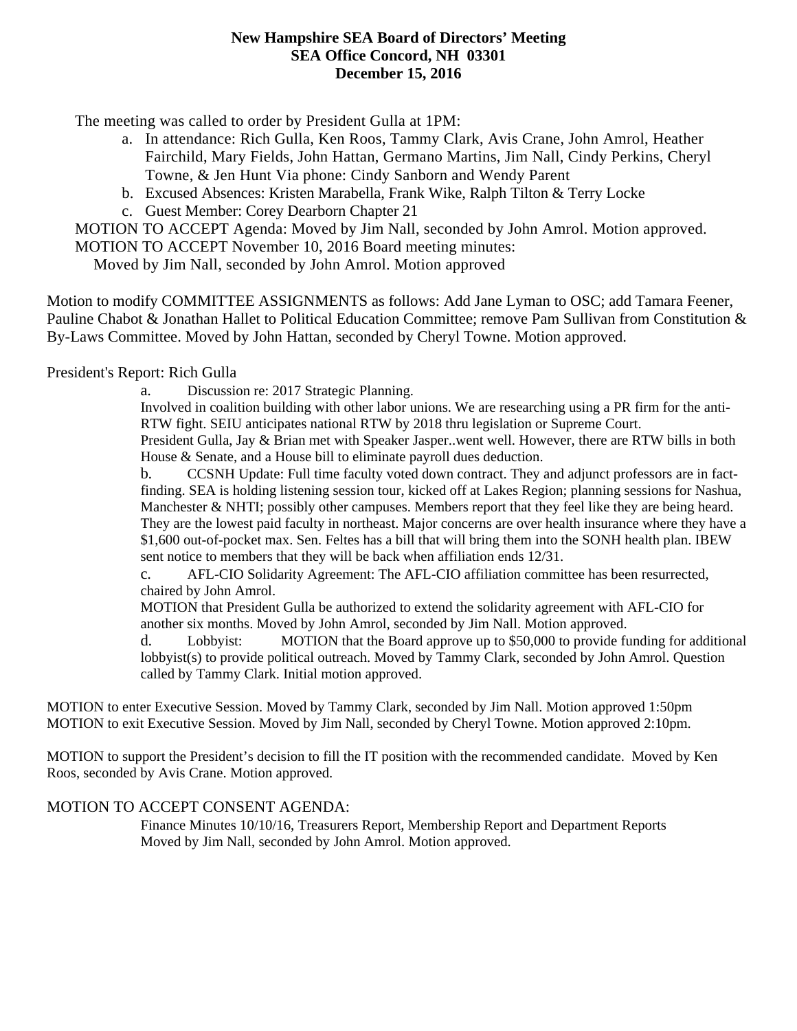**New Hampshire SEA Board of Directors' Meeting**
**SEA Office Concord, NH 03301**
**December 15, 2016**

The meeting was called to order by President Gulla at 1PM:

a. In attendance: Rich Gulla, Ken Roos, Tammy Clark, Avis Crane, John Amrol, Heather Fairchild, Mary Fields, John Hattan, Germano Martins, Jim Nall, Cindy Perkins, Cheryl Towne, & Jen Hunt Via phone: Cindy Sanborn and Wendy Parent
b. Excused Absences: Kristen Marabella, Frank Wike, Ralph Tilton & Terry Locke
c. Guest Member: Corey Dearborn Chapter 21

MOTION TO ACCEPT Agenda: Moved by Jim Nall, seconded by John Amrol. Motion approved.
MOTION TO ACCEPT November 10, 2016 Board meeting minutes:
Moved by Jim Nall, seconded by John Amrol. Motion approved

Motion to modify COMMITTEE ASSIGNMENTS as follows: Add Jane Lyman to OSC; add Tamara Feener, Pauline Chabot & Jonathan Hallet to Political Education Committee; remove Pam Sullivan from Constitution & By-Laws Committee. Moved by John Hattan, seconded by Cheryl Towne. Motion approved.

President's Report: Rich Gulla

a. Discussion re: 2017 Strategic Planning.
Involved in coalition building with other labor unions. We are researching using a PR firm for the anti-RTW fight. SEIU anticipates national RTW by 2018 thru legislation or Supreme Court.
President Gulla, Jay & Brian met with Speaker Jasper..went well. However, there are RTW bills in both House & Senate, and a House bill to eliminate payroll dues deduction.

b. CCSNH Update: Full time faculty voted down contract. They and adjunct professors are in fact-finding. SEA is holding listening session tour, kicked off at Lakes Region; planning sessions for Nashua, Manchester & NHTI; possibly other campuses. Members report that they feel like they are being heard. They are the lowest paid faculty in northeast. Major concerns are over health insurance where they have a $1,600 out-of-pocket max. Sen. Feltes has a bill that will bring them into the SONH health plan. IBEW sent notice to members that they will be back when affiliation ends 12/31.

c. AFL-CIO Solidarity Agreement: The AFL-CIO affiliation committee has been resurrected, chaired by John Amrol.
MOTION that President Gulla be authorized to extend the solidarity agreement with AFL-CIO for another six months. Moved by John Amrol, seconded by Jim Nall. Motion approved.

d. Lobbyist: MOTION that the Board approve up to $50,000 to provide funding for additional lobbyist(s) to provide political outreach. Moved by Tammy Clark, seconded by John Amrol. Question called by Tammy Clark. Initial motion approved.

MOTION to enter Executive Session. Moved by Tammy Clark, seconded by Jim Nall. Motion approved 1:50pm
MOTION to exit Executive Session. Moved by Jim Nall, seconded by Cheryl Towne. Motion approved 2:10pm.

MOTION to support the President's decision to fill the IT position with the recommended candidate. Moved by Ken Roos, seconded by Avis Crane. Motion approved.

MOTION TO ACCEPT CONSENT AGENDA:
Finance Minutes 10/10/16, Treasurers Report, Membership Report and Department Reports
Moved by Jim Nall, seconded by John Amrol. Motion approved.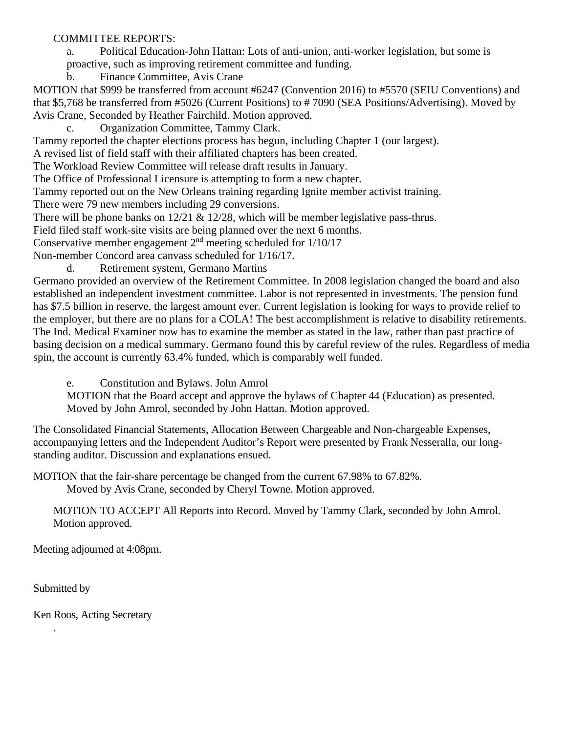COMMITTEE REPORTS:

a. Political Education-John Hattan: Lots of anti-union, anti-worker legislation, but some is proactive, such as improving retirement committee and funding.

b. Finance Committee, Avis Crane

MOTION that $999 be transferred from account #6247 (Convention 2016) to #5570 (SEIU Conventions) and that $5,768 be transferred from #5026 (Current Positions) to # 7090 (SEA Positions/Advertising). Moved by Avis Crane, Seconded by Heather Fairchild. Motion approved.

c. Organization Committee, Tammy Clark.

Tammy reported the chapter elections process has begun, including Chapter 1 (our largest).
A revised list of field staff with their affiliated chapters has been created.
The Workload Review Committee will release draft results in January.
The Office of Professional Licensure is attempting to form a new chapter.
Tammy reported out on the New Orleans training regarding Ignite member activist training.
There were 79 new members including 29 conversions.
There will be phone banks on 12/21 & 12/28, which will be member legislative pass-thrus.
Field filed staff work-site visits are being planned over the next 6 months.
Conservative member engagement 2nd meeting scheduled for 1/10/17
Non-member Concord area canvass scheduled for 1/16/17.

d. Retirement system, Germano Martins

Germano provided an overview of the Retirement Committee. In 2008 legislation changed the board and also established an independent investment committee. Labor is not represented in investments. The pension fund has $7.5 billion in reserve, the largest amount ever. Current legislation is looking for ways to provide relief to the employer, but there are no plans for a COLA! The best accomplishment is relative to disability retirements. The Ind. Medical Examiner now has to examine the member as stated in the law, rather than past practice of basing decision on a medical summary. Germano found this by careful review of the rules. Regardless of media spin, the account is currently 63.4% funded, which is comparably well funded.

e. Constitution and Bylaws. John Amrol

MOTION that the Board accept and approve the bylaws of Chapter 44 (Education) as presented. Moved by John Amrol, seconded by John Hattan. Motion approved.

The Consolidated Financial Statements, Allocation Between Chargeable and Non-chargeable Expenses, accompanying letters and the Independent Auditor's Report were presented by Frank Nesseralla, our long-standing auditor. Discussion and explanations ensued.

MOTION that the fair-share percentage be changed from the current 67.98% to 67.82%.
Moved by Avis Crane, seconded by Cheryl Towne. Motion approved.

MOTION TO ACCEPT All Reports into Record. Moved by Tammy Clark, seconded by John Amrol. Motion approved.

Meeting adjourned at 4:08pm.

Submitted by

Ken Roos, Acting Secretary

.